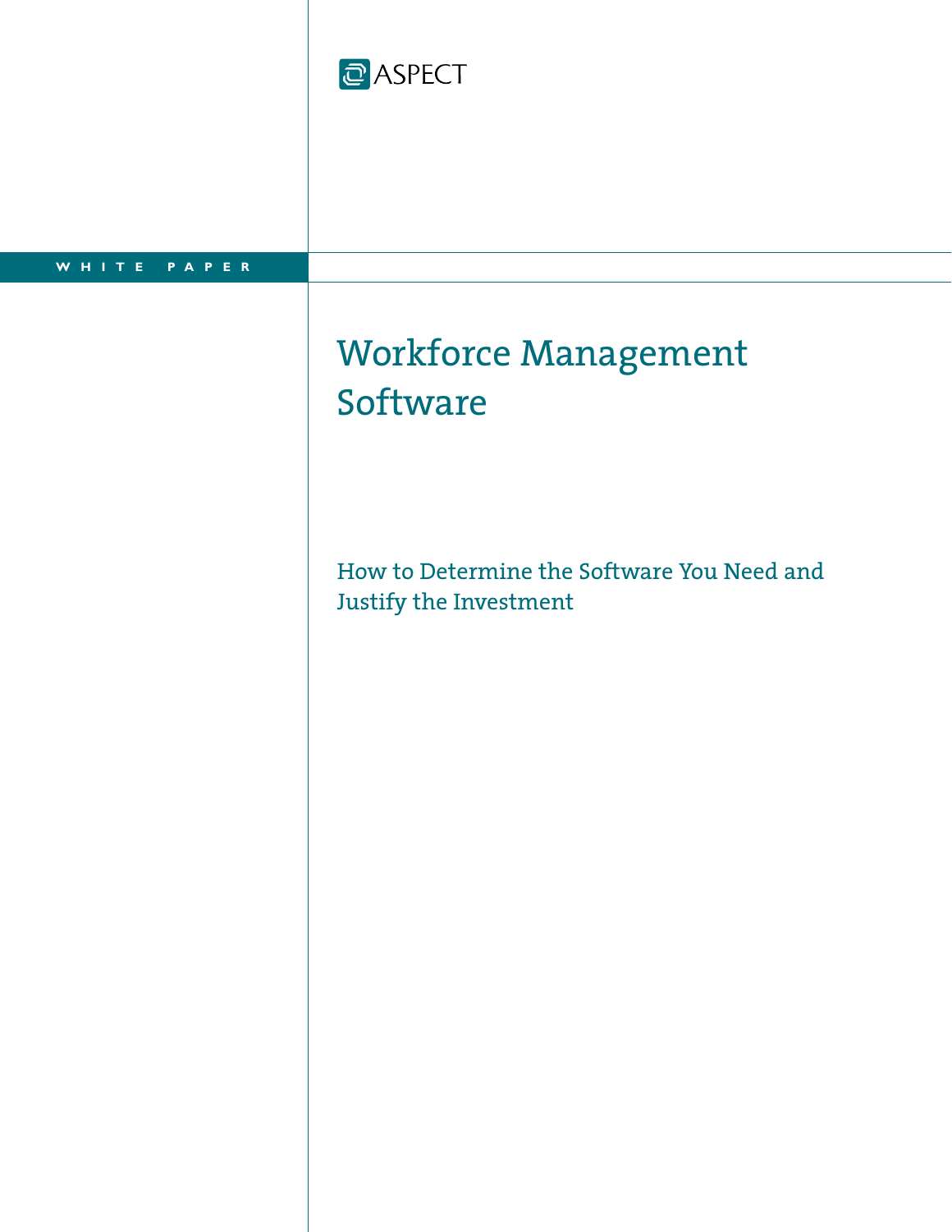ASPECT

WHITE PAPER

# Workforce Management Software

## How to Determine the Software You Need and Justify the Investment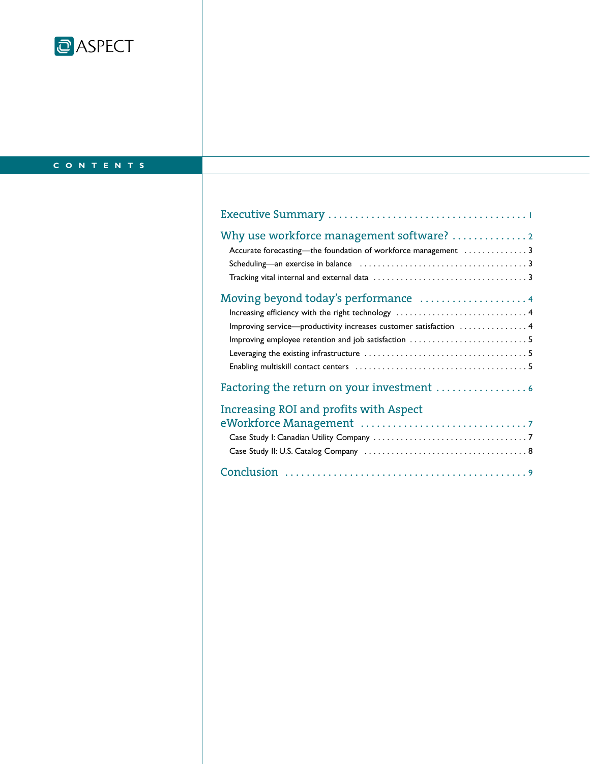ASPECT

## CONTENTS

Executive Summary . . . . . . . . . . . . . . . . . . . . . . . . . . . . . . . . . . . . 1

Why use workforce management software? . . . . . . . . . . . . . . 2

- Accurate forecasting—the foundation of workforce management . . . . . . . . . . . . . 3
- Scheduling—an exercise in balance . . . . . . . . . . . . . . . . . . . . . . . . . . . . . . . . . . . . 3
- Tracking vital internal and external data . . . . . . . . . . . . . . . . . . . . . . . . . . . . . . . . 3

Moving beyond today's performance . . . . . . . . . . . . . . . . . . . . 4

- Increasing efficiency with the right technology . . . . . . . . . . . . . . . . . . . . . . . . . . . 4
- Improving service—productivity increases customer satisfaction . . . . . . . . . . . . . . . 4
- Improving employee retention and job satisfaction . . . . . . . . . . . . . . . . . . . . . . . . . 5
- Leveraging the existing infrastructure . . . . . . . . . . . . . . . . . . . . . . . . . . . . . . . . . . 5
- Enabling multiskill contact centers . . . . . . . . . . . . . . . . . . . . . . . . . . . . . . . . . . . . 5

Factoring the return on your investment . . . . . . . . . . . . . . . . . 6

Increasing ROI and profits with Aspect eWorkforce Management . . . . . . . . . . . . . . . . . . . . . . . . . . . . . . . 7

- Case Study I: Canadian Utility Company . . . . . . . . . . . . . . . . . . . . . . . . . . . . . . . . 7
- Case Study II: U.S. Catalog Company . . . . . . . . . . . . . . . . . . . . . . . . . . . . . . . . . . 8

Conclusion . . . . . . . . . . . . . . . . . . . . . . . . . . . . . . . . . . . . . . . . . . . 9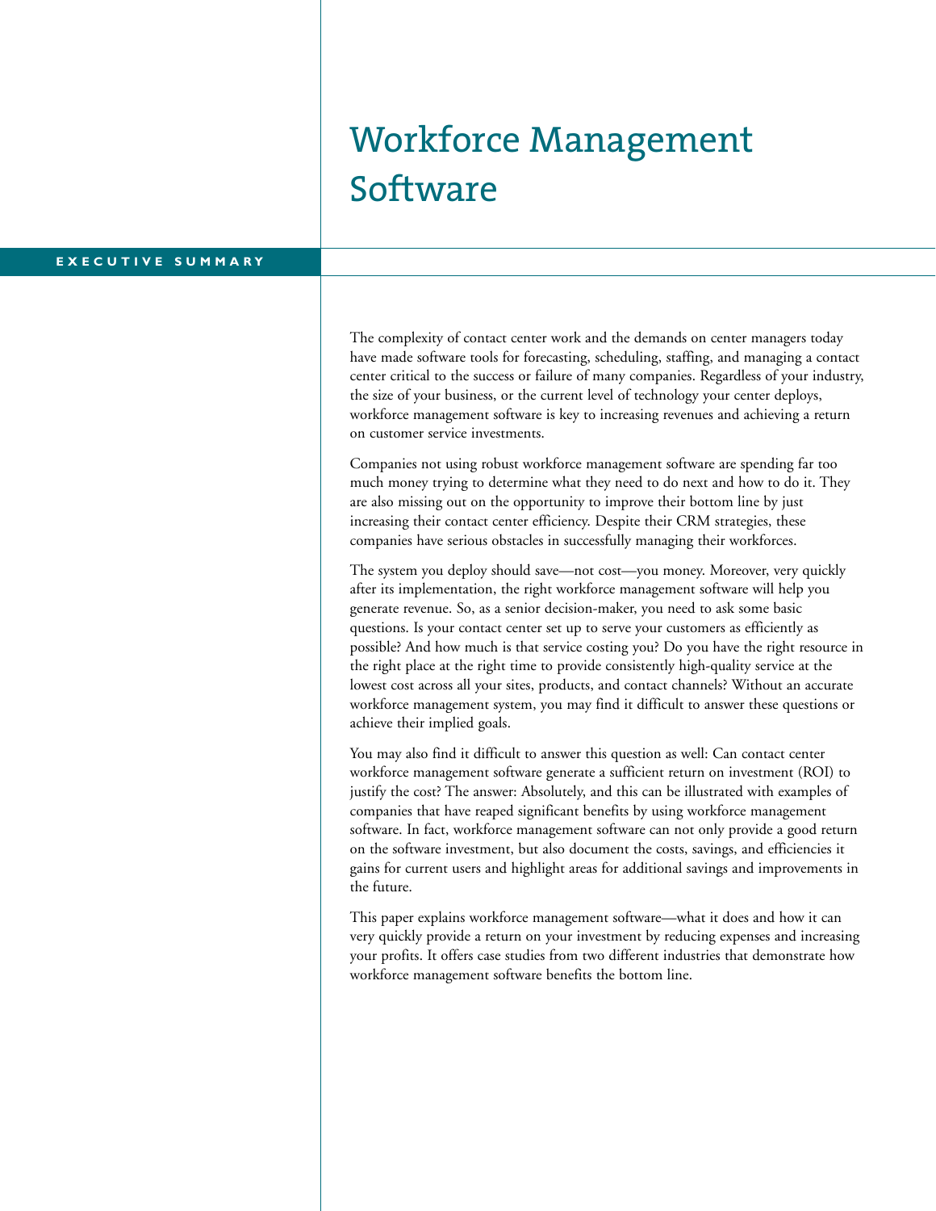# Workforce Management Software

## EXECUTIVE SUMMARY

The complexity of contact center work and the demands on center managers today have made software tools for forecasting, scheduling, staffing, and managing a contact center critical to the success or failure of many companies. Regardless of your industry, the size of your business, or the current level of technology your center deploys, workforce management software is key to increasing revenues and achieving a return on customer service investments.

Companies not using robust workforce management software are spending far too much money trying to determine what they need to do next and how to do it. They are also missing out on the opportunity to improve their bottom line by just increasing their contact center efficiency. Despite their CRM strategies, these companies have serious obstacles in successfully managing their workforces.

The system you deploy should save—not cost—you money. Moreover, very quickly after its implementation, the right workforce management software will help you generate revenue. So, as a senior decision-maker, you need to ask some basic questions. Is your contact center set up to serve your customers as efficiently as possible? And how much is that service costing you? Do you have the right resource in the right place at the right time to provide consistently high-quality service at the lowest cost across all your sites, products, and contact channels? Without an accurate workforce management system, you may find it difficult to answer these questions or achieve their implied goals.

You may also find it difficult to answer this question as well: Can contact center workforce management software generate a sufficient return on investment (ROI) to justify the cost? The answer: Absolutely, and this can be illustrated with examples of companies that have reaped significant benefits by using workforce management software. In fact, workforce management software can not only provide a good return on the software investment, but also document the costs, savings, and efficiencies it gains for current users and highlight areas for additional savings and improvements in the future.

This paper explains workforce management software—what it does and how it can very quickly provide a return on your investment by reducing expenses and increasing your profits. It offers case studies from two different industries that demonstrate how workforce management software benefits the bottom line.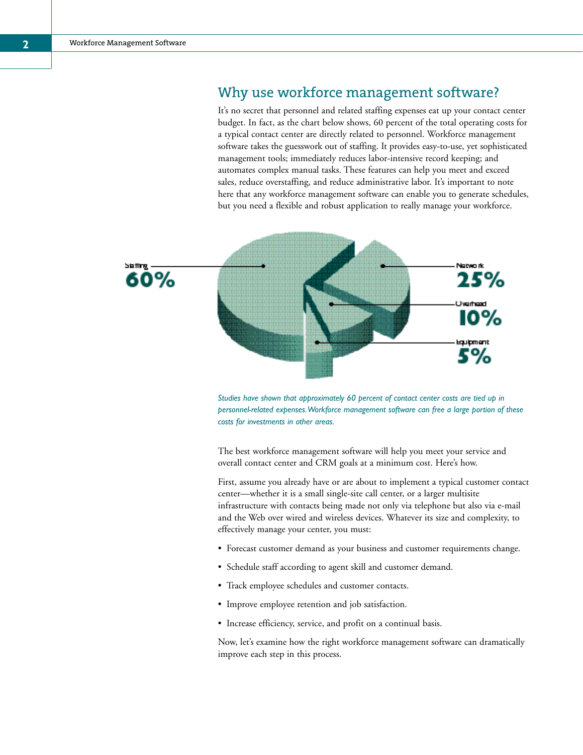## Why use workforce management software?

It's no secret that personnel and related staffing expenses eat up your contact center budget. In fact, as the chart below shows, 60 percent of the total operating costs for a typical contact center are directly related to personnel. Workforce management software takes the guesswork out of staffing. It provides easy-to-use, yet sophisticated management tools; immediately reduces labor-intensive record keeping; and automates complex manual tasks. These features can help you meet and exceed sales, reduce overstaffing, and reduce administrative labor. It's important to note here that any workforce management software can enable you to generate schedules, but you need a flexible and robust application to really manage your workforce.

Staffing 60%

Network 25%

Overhead 10%

Equipment 5%

*Studies have shown that approximately 60 percent of contact center costs are tied up in personnel-related expenses. Workforce management software can free a large portion of these costs for investments in other areas.*

The best workforce management software will help you meet your service and overall contact center and CRM goals at a minimum cost. Here's how.

First, assume you already have or are about to implement a typical customer contact center—whether it is a small single-site call center, or a larger multisite infrastructure with contacts being made not only via telephone but also via e-mail and the Web over wired and wireless devices. Whatever its size and complexity, to effectively manage your center, you must:

- Forecast customer demand as your business and customer requirements change.
- Schedule staff according to agent skill and customer demand.
- Track employee schedules and customer contacts.
- Improve employee retention and job satisfaction.
- Increase efficiency, service, and profit on a continual basis.

Now, let's examine how the right workforce management software can dramatically improve each step in this process.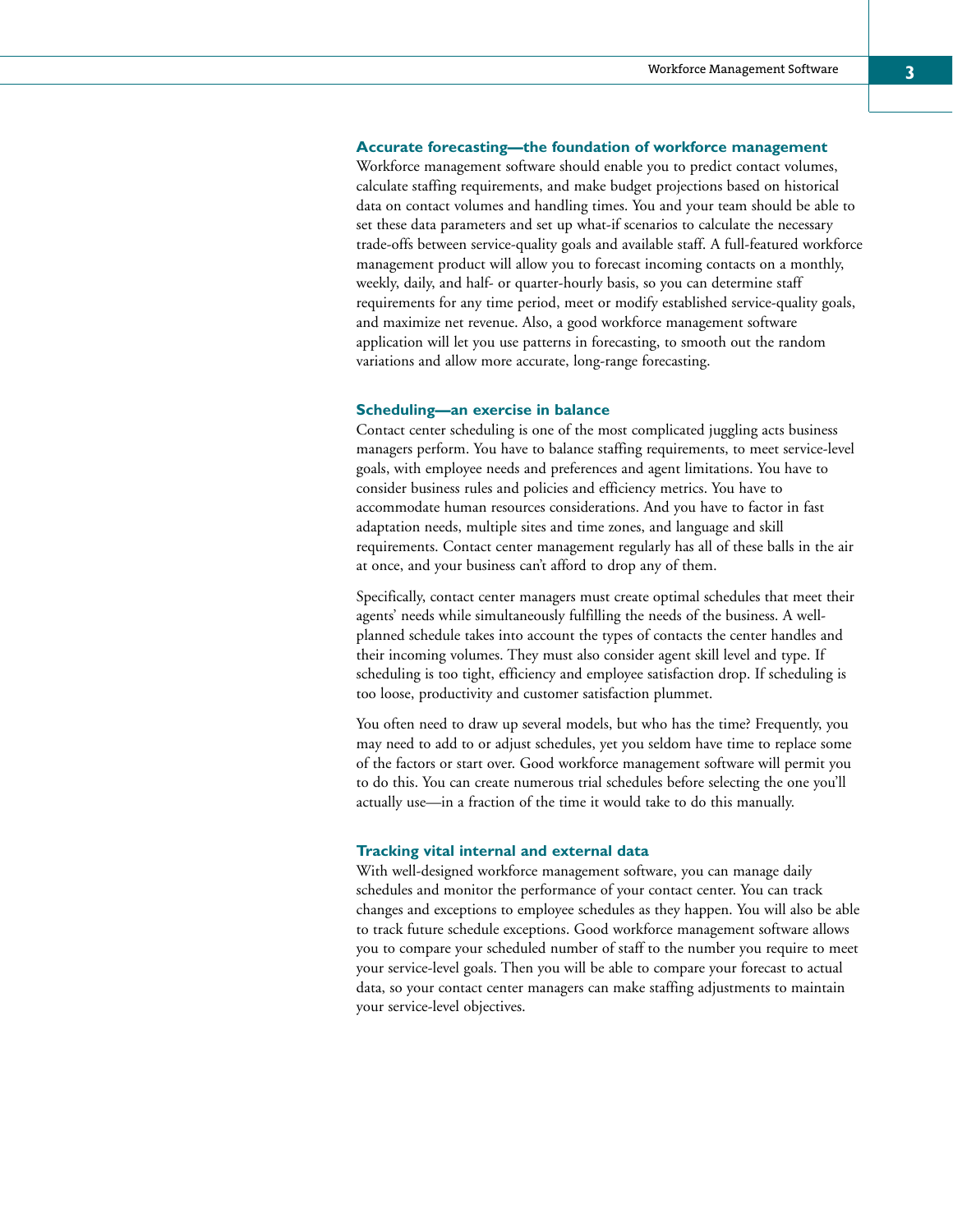## Accurate forecasting—the foundation of workforce management

Workforce management software should enable you to predict contact volumes, calculate staffing requirements, and make budget projections based on historical data on contact volumes and handling times. You and your team should be able to set these data parameters and set up what-if scenarios to calculate the necessary trade-offs between service-quality goals and available staff. A full-featured workforce management product will allow you to forecast incoming contacts on a monthly, weekly, daily, and half- or quarter-hourly basis, so you can determine staff requirements for any time period, meet or modify established service-quality goals, and maximize net revenue. Also, a good workforce management software application will let you use patterns in forecasting, to smooth out the random variations and allow more accurate, long-range forecasting.

## Scheduling—an exercise in balance

Contact center scheduling is one of the most complicated juggling acts business managers perform. You have to balance staffing requirements, to meet service-level goals, with employee needs and preferences and agent limitations. You have to consider business rules and policies and efficiency metrics. You have to accommodate human resources considerations. And you have to factor in fast adaptation needs, multiple sites and time zones, and language and skill requirements. Contact center management regularly has all of these balls in the air at once, and your business can't afford to drop any of them.

Specifically, contact center managers must create optimal schedules that meet their agents' needs while simultaneously fulfilling the needs of the business. A well-planned schedule takes into account the types of contacts the center handles and their incoming volumes. They must also consider agent skill level and type. If scheduling is too tight, efficiency and employee satisfaction drop. If scheduling is too loose, productivity and customer satisfaction plummet.

You often need to draw up several models, but who has the time? Frequently, you may need to add to or adjust schedules, yet you seldom have time to replace some of the factors or start over. Good workforce management software will permit you to do this. You can create numerous trial schedules before selecting the one you'll actually use—in a fraction of the time it would take to do this manually.

## Tracking vital internal and external data

With well-designed workforce management software, you can manage daily schedules and monitor the performance of your contact center. You can track changes and exceptions to employee schedules as they happen. You will also be able to track future schedule exceptions. Good workforce management software allows you to compare your scheduled number of staff to the number you require to meet your service-level goals. Then you will be able to compare your forecast to actual data, so your contact center managers can make staffing adjustments to maintain your service-level objectives.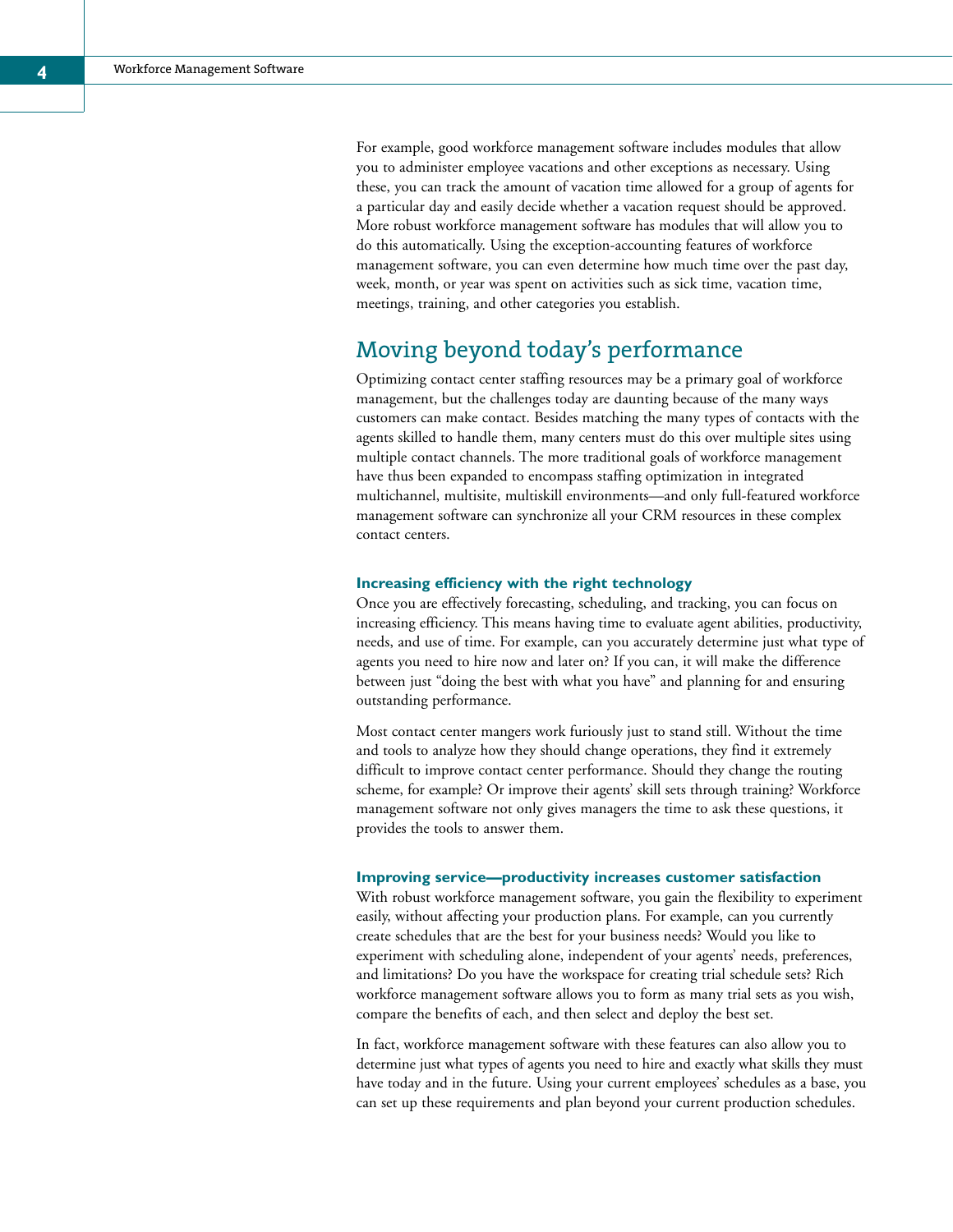For example, good workforce management software includes modules that allow you to administer employee vacations and other exceptions as necessary. Using these, you can track the amount of vacation time allowed for a group of agents for a particular day and easily decide whether a vacation request should be approved. More robust workforce management software has modules that will allow you to do this automatically. Using the exception-accounting features of workforce management software, you can even determine how much time over the past day, week, month, or year was spent on activities such as sick time, vacation time, meetings, training, and other categories you establish.

## Moving beyond today's performance

Optimizing contact center staffing resources may be a primary goal of workforce management, but the challenges today are daunting because of the many ways customers can make contact. Besides matching the many types of contacts with the agents skilled to handle them, many centers must do this over multiple sites using multiple contact channels. The more traditional goals of workforce management have thus been expanded to encompass staffing optimization in integrated multichannel, multisite, multiskill environments—and only full-featured workforce management software can synchronize all your CRM resources in these complex contact centers.

### Increasing efficiency with the right technology

Once you are effectively forecasting, scheduling, and tracking, you can focus on increasing efficiency. This means having time to evaluate agent abilities, productivity, needs, and use of time. For example, can you accurately determine just what type of agents you need to hire now and later on? If you can, it will make the difference between just "doing the best with what you have" and planning for and ensuring outstanding performance.

Most contact center mangers work furiously just to stand still. Without the time and tools to analyze how they should change operations, they find it extremely difficult to improve contact center performance. Should they change the routing scheme, for example? Or improve their agents' skill sets through training? Workforce management software not only gives managers the time to ask these questions, it provides the tools to answer them.

### Improving service—productivity increases customer satisfaction

With robust workforce management software, you gain the flexibility to experiment easily, without affecting your production plans. For example, can you currently create schedules that are the best for your business needs? Would you like to experiment with scheduling alone, independent of your agents' needs, preferences, and limitations? Do you have the workspace for creating trial schedule sets? Rich workforce management software allows you to form as many trial sets as you wish, compare the benefits of each, and then select and deploy the best set.

In fact, workforce management software with these features can also allow you to determine just what types of agents you need to hire and exactly what skills they must have today and in the future. Using your current employees' schedules as a base, you can set up these requirements and plan beyond your current production schedules.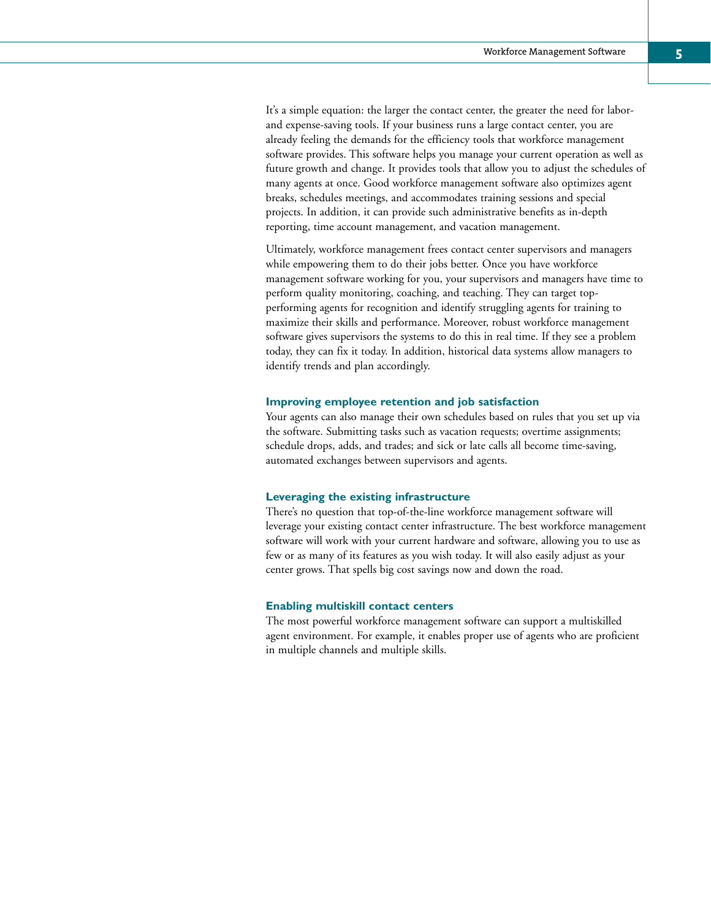It's a simple equation: the larger the contact center, the greater the need for labor- and expense-saving tools. If your business runs a large contact center, you are already feeling the demands for the efficiency tools that workforce management software provides. This software helps you manage your current operation as well as future growth and change. It provides tools that allow you to adjust the schedules of many agents at once. Good workforce management software also optimizes agent breaks, schedules meetings, and accommodates training sessions and special projects. In addition, it can provide such administrative benefits as in-depth reporting, time account management, and vacation management.

Ultimately, workforce management frees contact center supervisors and managers while empowering them to do their jobs better. Once you have workforce management software working for you, your supervisors and managers have time to perform quality monitoring, coaching, and teaching. They can target top-performing agents for recognition and identify struggling agents for training to maximize their skills and performance. Moreover, robust workforce management software gives supervisors the systems to do this in real time. If they see a problem today, they can fix it today. In addition, historical data systems allow managers to identify trends and plan accordingly.

### Improving employee retention and job satisfaction

Your agents can also manage their own schedules based on rules that you set up via the software. Submitting tasks such as vacation requests; overtime assignments; schedule drops, adds, and trades; and sick or late calls all become time-saving, automated exchanges between supervisors and agents.

### Leveraging the existing infrastructure

There's no question that top-of-the-line workforce management software will leverage your existing contact center infrastructure. The best workforce management software will work with your current hardware and software, allowing you to use as few or as many of its features as you wish today. It will also easily adjust as your center grows. That spells big cost savings now and down the road.

### Enabling multiskill contact centers

The most powerful workforce management software can support a multiskilled agent environment. For example, it enables proper use of agents who are proficient in multiple channels and multiple skills.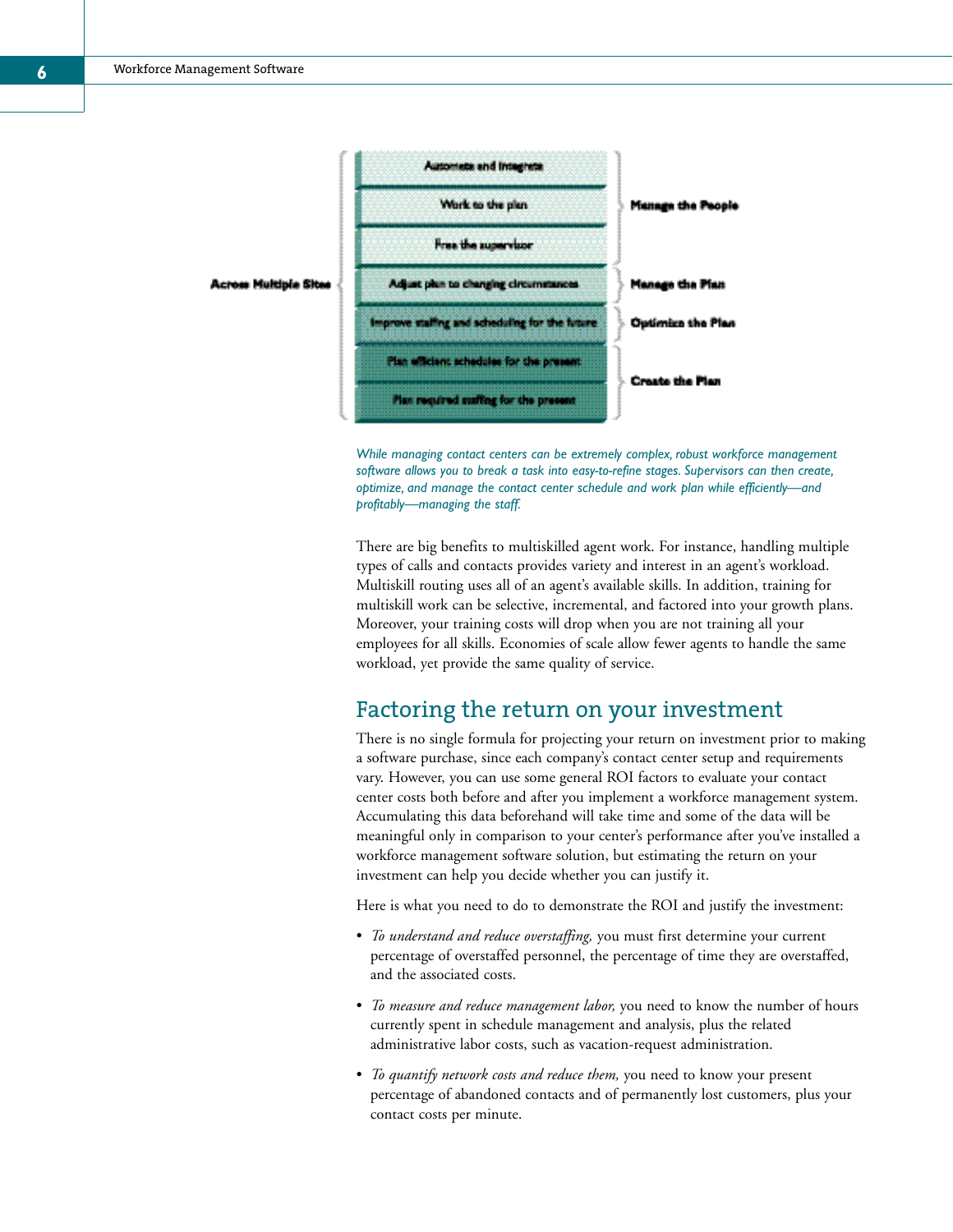| Across Multiple Sites | Stage | |
|---|---|---|
| | Automate and Integrate | Manage the People |
| | Work to the plan | |
| | Free the supervisor | |
| | Adjust plan to changing circumstances | Manage the Plan |
| | Improve staffing and scheduling for the future | Optimize the Plan |
| | Plan efficient schedules for the present | Create the Plan |
| | Plan required staffing for the present | |

*While managing contact centers can be extremely complex, robust workforce management software allows you to break a task into easy-to-refine stages. Supervisors can then create, optimize, and manage the contact center schedule and work plan while efficiently—and profitably—managing the staff.*

There are big benefits to multiskilled agent work. For instance, handling multiple types of calls and contacts provides variety and interest in an agent's workload. Multiskill routing uses all of an agent's available skills. In addition, training for multiskill work can be selective, incremental, and factored into your growth plans. Moreover, your training costs will drop when you are not training all your employees for all skills. Economies of scale allow fewer agents to handle the same workload, yet provide the same quality of service.

## Factoring the return on your investment

There is no single formula for projecting your return on investment prior to making a software purchase, since each company's contact center setup and requirements vary. However, you can use some general ROI factors to evaluate your contact center costs both before and after you implement a workforce management system. Accumulating this data beforehand will take time and some of the data will be meaningful only in comparison to your center's performance after you've installed a workforce management software solution, but estimating the return on your investment can help you decide whether you can justify it.

Here is what you need to do to demonstrate the ROI and justify the investment:

- *To understand and reduce overstaffing,* you must first determine your current percentage of overstaffed personnel, the percentage of time they are overstaffed, and the associated costs.
- *To measure and reduce management labor,* you need to know the number of hours currently spent in schedule management and analysis, plus the related administrative labor costs, such as vacation-request administration.
- *To quantify network costs and reduce them,* you need to know your present percentage of abandoned contacts and of permanently lost customers, plus your contact costs per minute.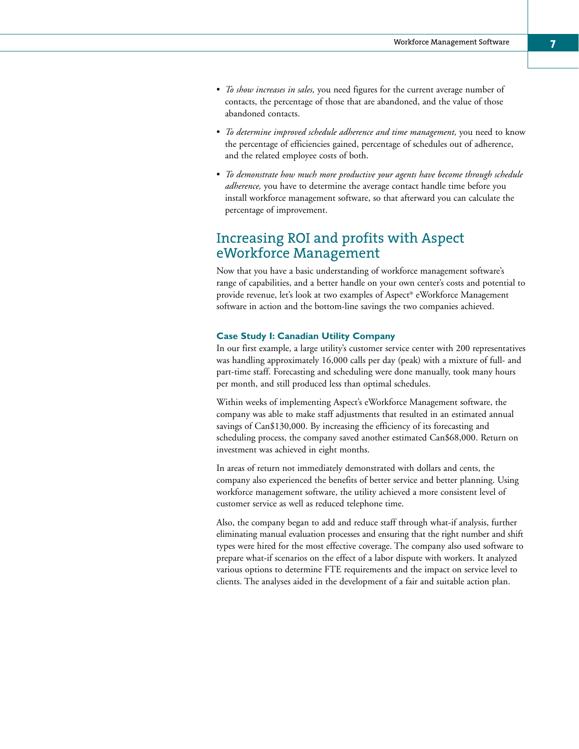- *To show increases in sales,* you need figures for the current average number of contacts, the percentage of those that are abandoned, and the value of those abandoned contacts.
- *To determine improved schedule adherence and time management,* you need to know the percentage of efficiencies gained, percentage of schedules out of adherence, and the related employee costs of both.
- *To demonstrate how much more productive your agents have become through schedule adherence,* you have to determine the average contact handle time before you install workforce management software, so that afterward you can calculate the percentage of improvement.

## Increasing ROI and profits with Aspect eWorkforce Management

Now that you have a basic understanding of workforce management software's range of capabilities, and a better handle on your own center's costs and potential to provide revenue, let's look at two examples of Aspect® eWorkforce Management software in action and the bottom-line savings the two companies achieved.

### Case Study I: Canadian Utility Company

In our first example, a large utility's customer service center with 200 representatives was handling approximately 16,000 calls per day (peak) with a mixture of full- and part-time staff. Forecasting and scheduling were done manually, took many hours per month, and still produced less than optimal schedules.

Within weeks of implementing Aspect's eWorkforce Management software, the company was able to make staff adjustments that resulted in an estimated annual savings of Can$130,000. By increasing the efficiency of its forecasting and scheduling process, the company saved another estimated Can$68,000. Return on investment was achieved in eight months.

In areas of return not immediately demonstrated with dollars and cents, the company also experienced the benefits of better service and better planning. Using workforce management software, the utility achieved a more consistent level of customer service as well as reduced telephone time.

Also, the company began to add and reduce staff through what-if analysis, further eliminating manual evaluation processes and ensuring that the right number and shift types were hired for the most effective coverage. The company also used software to prepare what-if scenarios on the effect of a labor dispute with workers. It analyzed various options to determine FTE requirements and the impact on service level to clients. The analyses aided in the development of a fair and suitable action plan.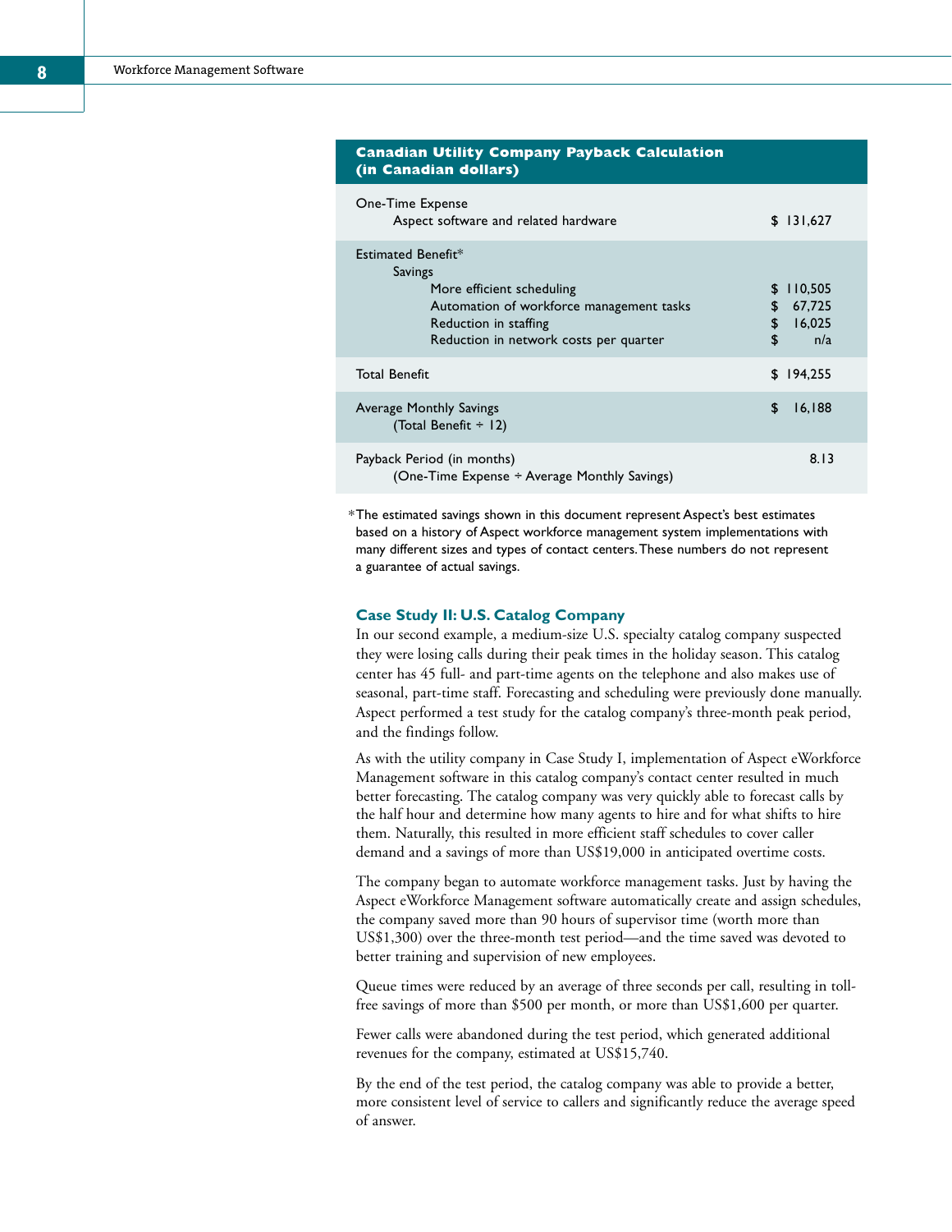| Canadian Utility Company Payback Calculation (in Canadian dollars) | |
|---|---|
| One-Time Expense | |
| Aspect software and related hardware | $ 131,627 |
| Estimated Benefit* | |
| Savings | |
| More efficient scheduling | $ 110,505 |
| Automation of workforce management tasks | $ 67,725 |
| Reduction in staffing | $ 16,025 |
| Reduction in network costs per quarter | $ n/a |
| Total Benefit | $ 194,255 |
| Average Monthly Savings (Total Benefit ÷ 12) | $ 16,188 |
| Payback Period (in months) (One-Time Expense ÷ Average Monthly Savings) | 8.13 |

*The estimated savings shown in this document represent Aspect's best estimates based on a history of Aspect workforce management system implementations with many different sizes and types of contact centers. These numbers do not represent a guarantee of actual savings.

### Case Study II: U.S. Catalog Company

In our second example, a medium-size U.S. specialty catalog company suspected they were losing calls during their peak times in the holiday season. This catalog center has 45 full- and part-time agents on the telephone and also makes use of seasonal, part-time staff. Forecasting and scheduling were previously done manually. Aspect performed a test study for the catalog company's three-month peak period, and the findings follow.

As with the utility company in Case Study I, implementation of Aspect eWorkforce Management software in this catalog company's contact center resulted in much better forecasting. The catalog company was very quickly able to forecast calls by the half hour and determine how many agents to hire and for what shifts to hire them. Naturally, this resulted in more efficient staff schedules to cover caller demand and a savings of more than US$19,000 in anticipated overtime costs.

The company began to automate workforce management tasks. Just by having the Aspect eWorkforce Management software automatically create and assign schedules, the company saved more than 90 hours of supervisor time (worth more than US$1,300) over the three-month test period—and the time saved was devoted to better training and supervision of new employees.

Queue times were reduced by an average of three seconds per call, resulting in toll-free savings of more than $500 per month, or more than US$1,600 per quarter.

Fewer calls were abandoned during the test period, which generated additional revenues for the company, estimated at US$15,740.

By the end of the test period, the catalog company was able to provide a better, more consistent level of service to callers and significantly reduce the average speed of answer.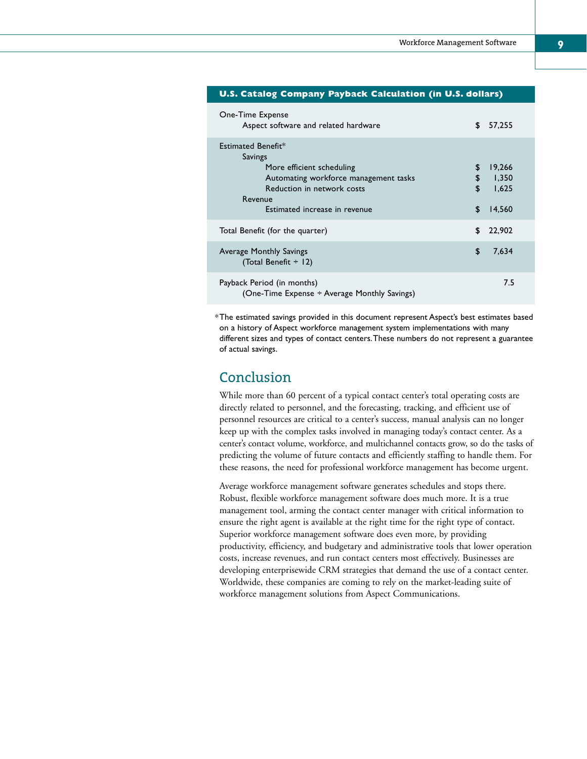| U.S. Catalog Company Payback Calculation (in U.S. dollars) | |
|---|---|
| One-Time Expense | |
| Aspect software and related hardware | $ 57,255 |
| Estimated Benefit* | |
| Savings | |
| More efficient scheduling | $ 19,266 |
| Automating workforce management tasks | $ 1,350 |
| Reduction in network costs | $ 1,625 |
| Revenue | |
| Estimated increase in revenue | $ 14,560 |
| Total Benefit (for the quarter) | $ 22,902 |
| Average Monthly Savings (Total Benefit ÷ 12) | $ 7,634 |
| Payback Period (in months) (One-Time Expense ÷ Average Monthly Savings) | 7.5 |

*The estimated savings provided in this document represent Aspect's best estimates based on a history of Aspect workforce management system implementations with many different sizes and types of contact centers. These numbers do not represent a guarantee of actual savings.

## Conclusion

While more than 60 percent of a typical contact center's total operating costs are directly related to personnel, and the forecasting, tracking, and efficient use of personnel resources are critical to a center's success, manual analysis can no longer keep up with the complex tasks involved in managing today's contact center. As a center's contact volume, workforce, and multichannel contacts grow, so do the tasks of predicting the volume of future contacts and efficiently staffing to handle them. For these reasons, the need for professional workforce management has become urgent.

Average workforce management software generates schedules and stops there. Robust, flexible workforce management software does much more. It is a true management tool, arming the contact center manager with critical information to ensure the right agent is available at the right time for the right type of contact. Superior workforce management software does even more, by providing productivity, efficiency, and budgetary and administrative tools that lower operation costs, increase revenues, and run contact centers most effectively. Businesses are developing enterprisewide CRM strategies that demand the use of a contact center. Worldwide, these companies are coming to rely on the market-leading suite of workforce management solutions from Aspect Communications.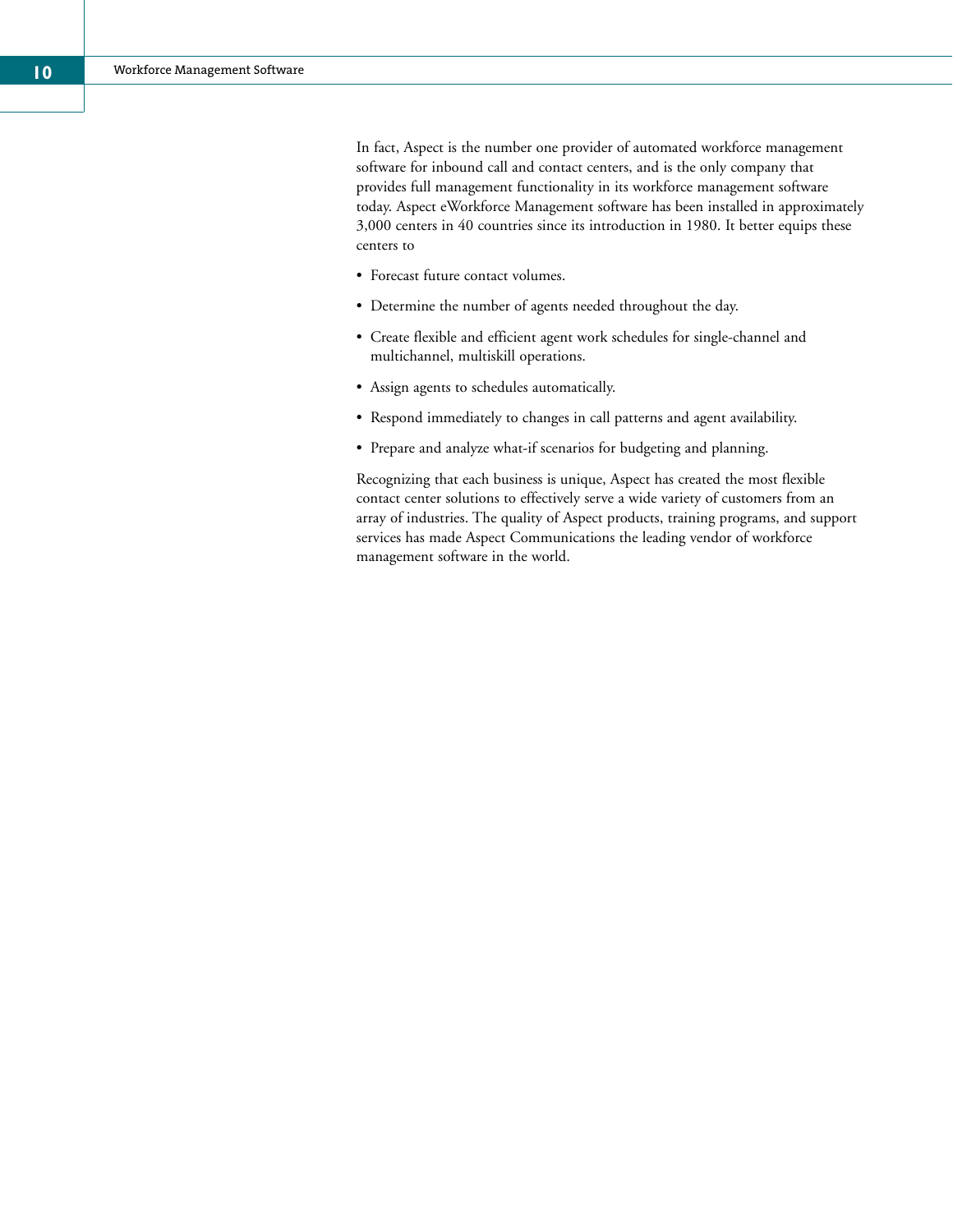In fact, Aspect is the number one provider of automated workforce management software for inbound call and contact centers, and is the only company that provides full management functionality in its workforce management software today. Aspect eWorkforce Management software has been installed in approximately 3,000 centers in 40 countries since its introduction in 1980. It better equips these centers to

- Forecast future contact volumes.
- Determine the number of agents needed throughout the day.
- Create flexible and efficient agent work schedules for single-channel and multichannel, multiskill operations.
- Assign agents to schedules automatically.
- Respond immediately to changes in call patterns and agent availability.
- Prepare and analyze what-if scenarios for budgeting and planning.

Recognizing that each business is unique, Aspect has created the most flexible contact center solutions to effectively serve a wide variety of customers from an array of industries. The quality of Aspect products, training programs, and support services has made Aspect Communications the leading vendor of workforce management software in the world.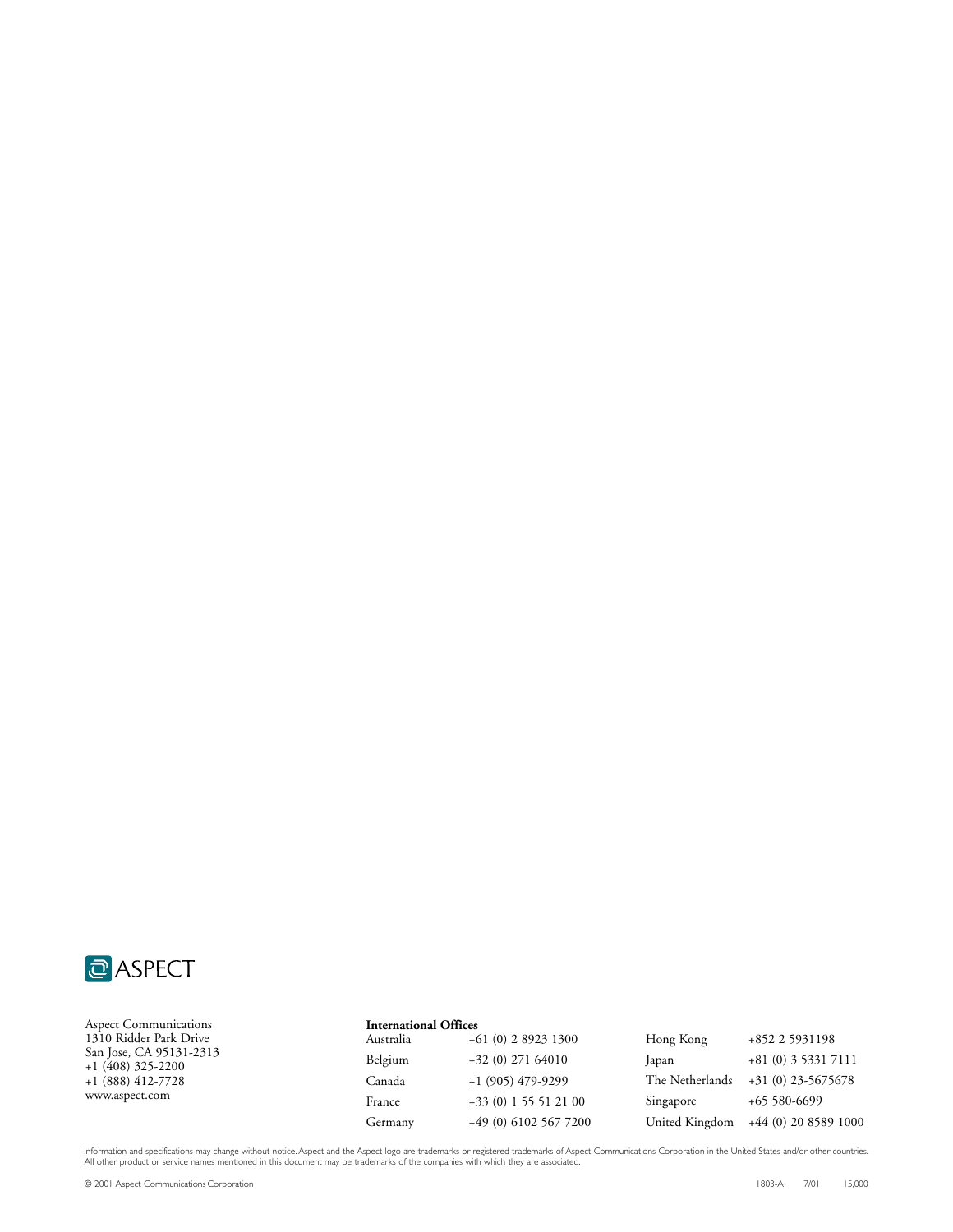ASPECT

Aspect Communications
1310 Ridder Park Drive
San Jose, CA 95131-2313
+1 (408) 325-2200
+1 (888) 412-7728
www.aspect.com

**International Offices**

| | | | |
|---|---|---|---|
| Australia | +61 (0) 2 8923 1300 | Hong Kong | +852 2 5931198 |
| Belgium | +32 (0) 271 64010 | Japan | +81 (0) 3 5331 7111 |
| Canada | +1 (905) 479-9299 | The Netherlands | +31 (0) 23-5675678 |
| France | +33 (0) 1 55 51 21 00 | Singapore | +65 580-6699 |
| Germany | +49 (0) 6102 567 7200 | United Kingdom | +44 (0) 20 8589 1000 |

Information and specifications may change without notice. Aspect and the Aspect logo are trademarks or registered trademarks of Aspect Communications Corporation in the United States and/or other countries. All other product or service names mentioned in this document may be trademarks of the companies with which they are associated.

© 2001 Aspect Communications Corporation

1803-A 7/01 15,000